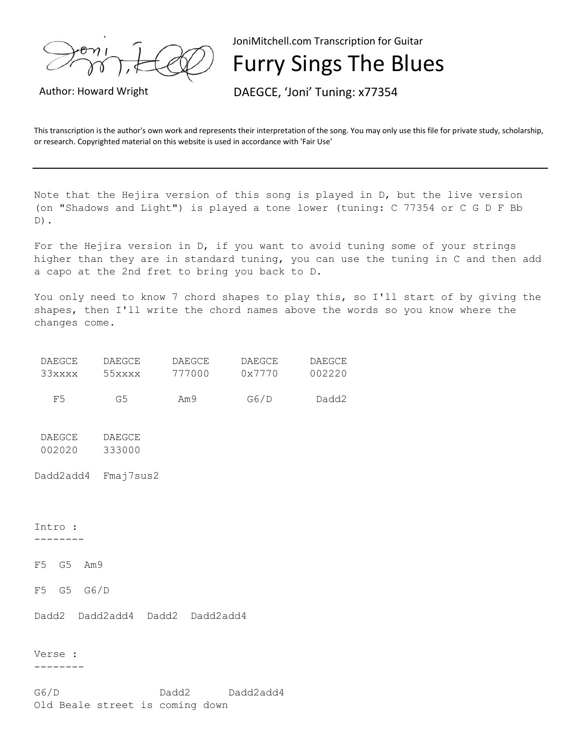JoniMitchell.com Transcription for Guitar

# Furry Sings The Blues

Author: Howard Wright

DAEGCE, 'Joni' Tuning: x77354

This transcription is the author's own work and represents their interpretation of the song. You may only use this file for private study, scholarship, or research. Copyrighted material on this website is used in accordance with 'Fair Use'

---

Note that the Hejira version of this song is played in D, but the live version (on "Shadows and Light") is played a tone lower (tuning: C 77354 or C G D F Bb D).

For the Hejira version in D, if you want to avoid tuning some of your strings higher than they are in standard tuning, you can use the tuning in C and then add a capo at the 2nd fret to bring you back to D.

You only need to know 7 chord shapes to play this, so I'll start of by giving the shapes, then I'll write the chord names above the words so you know where the changes come.

```
 DAEGCE    DAEGCE     DAEGCE     DAEGCE     DAEGCE
 33xxxx    55xxxx     777000     0x7770     002220

   F5        G5        Am9        G6/D       Dadd2


 DAEGCE    DAEGCE
 002020    333000

Dadd2add4  Fmaj7sus2



Intro :
--------

F5  G5  Am9

F5  G5  G6/D

Dadd2  Dadd2add4  Dadd2  Dadd2add4


Verse :
--------

G6/D                Dadd2      Dadd2add4
Old Beale street is coming down
```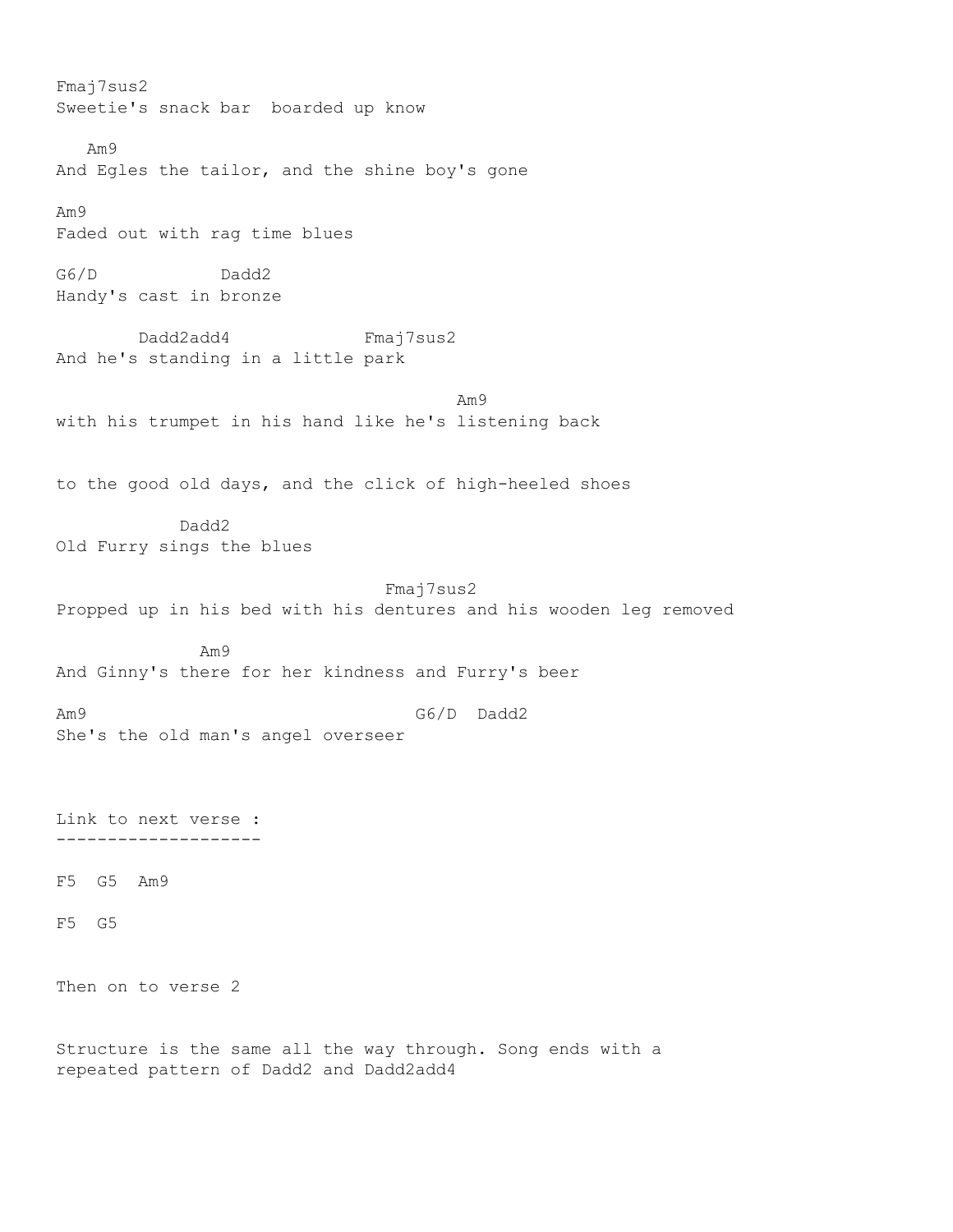```
Fmaj7sus2
Sweetie's snack bar  boarded up know

   Am9
And Egles the tailor, and the shine boy's gone

Am9
Faded out with rag time blues

G6/D            Dadd2
Handy's cast in bronze

        Dadd2add4             Fmaj7sus2
And he's standing in a little park

                                        Am9
with his trumpet in his hand like he's listening back


to the good old days, and the click of high-heeled shoes

            Dadd2
Old Furry sings the blues

                                Fmaj7sus2
Propped up in his bed with his dentures and his wooden leg removed

              Am9
And Ginny's there for her kindness and Furry's beer

Am9                                 G6/D  Dadd2
She's the old man's angel overseer



Link to next verse :
--------------------

F5  G5  Am9

F5  G5


Then on to verse 2


Structure is the same all the way through. Song ends with a
repeated pattern of Dadd2 and Dadd2add4
```